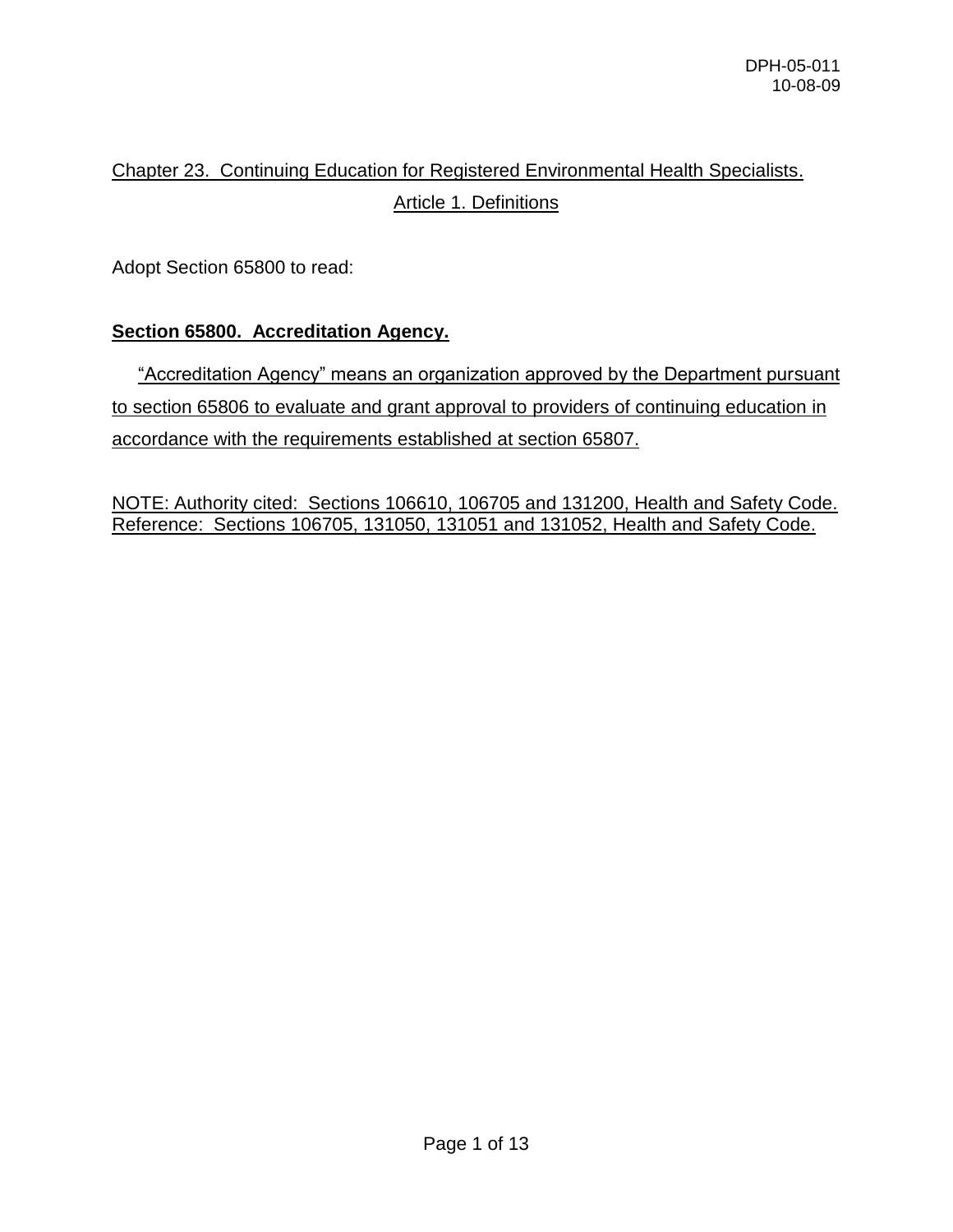DPH-05-011
10-08-09

# Chapter 23. Continuing Education for Registered Environmental Health Specialists.

## Article 1. Definitions

Adopt Section 65800 to read:

### **Section 65800. Accreditation Agency.**

"Accreditation Agency" means an organization approved by the Department pursuant to section 65806 to evaluate and grant approval to providers of continuing education in accordance with the requirements established at section 65807.

NOTE: Authority cited: Sections 106610, 106705 and 131200, Health and Safety Code. Reference: Sections 106705, 131050, 131051 and 131052, Health and Safety Code.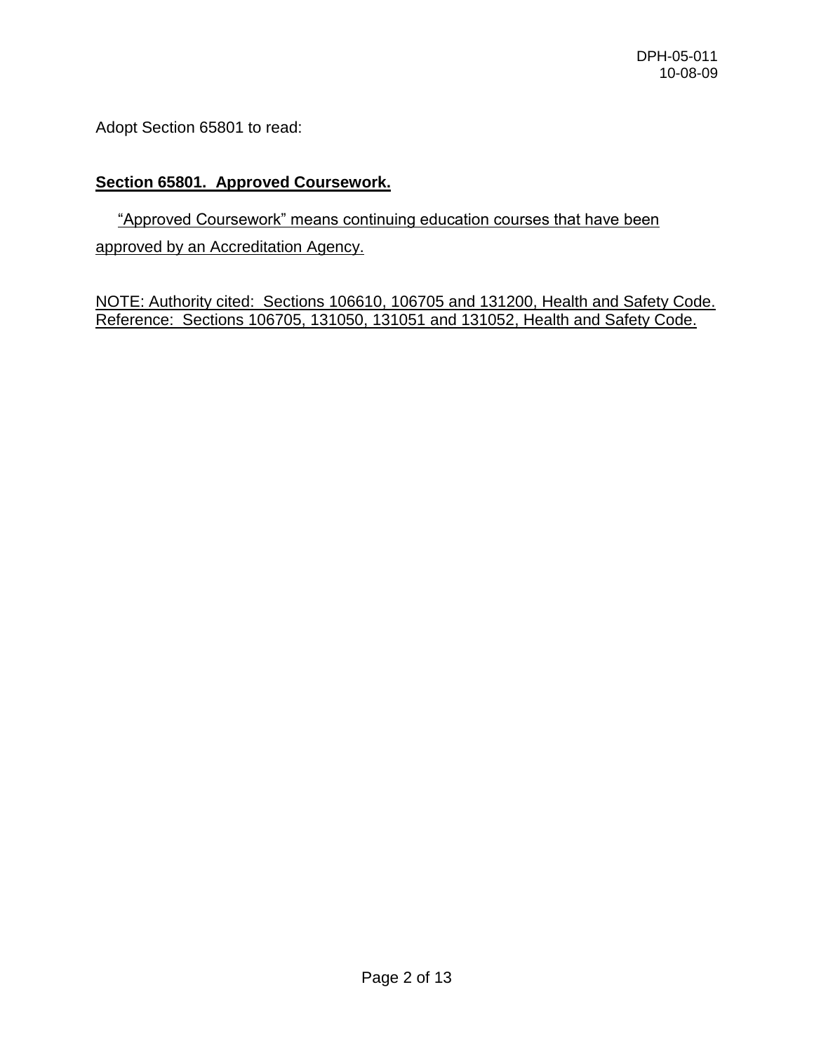Adopt Section 65801 to read:

**Section 65801. Approved Coursework.**

"Approved Coursework" means continuing education courses that have been approved by an Accreditation Agency.

NOTE: Authority cited: Sections 106610, 106705 and 131200, Health and Safety Code. Reference: Sections 106705, 131050, 131051 and 131052, Health and Safety Code.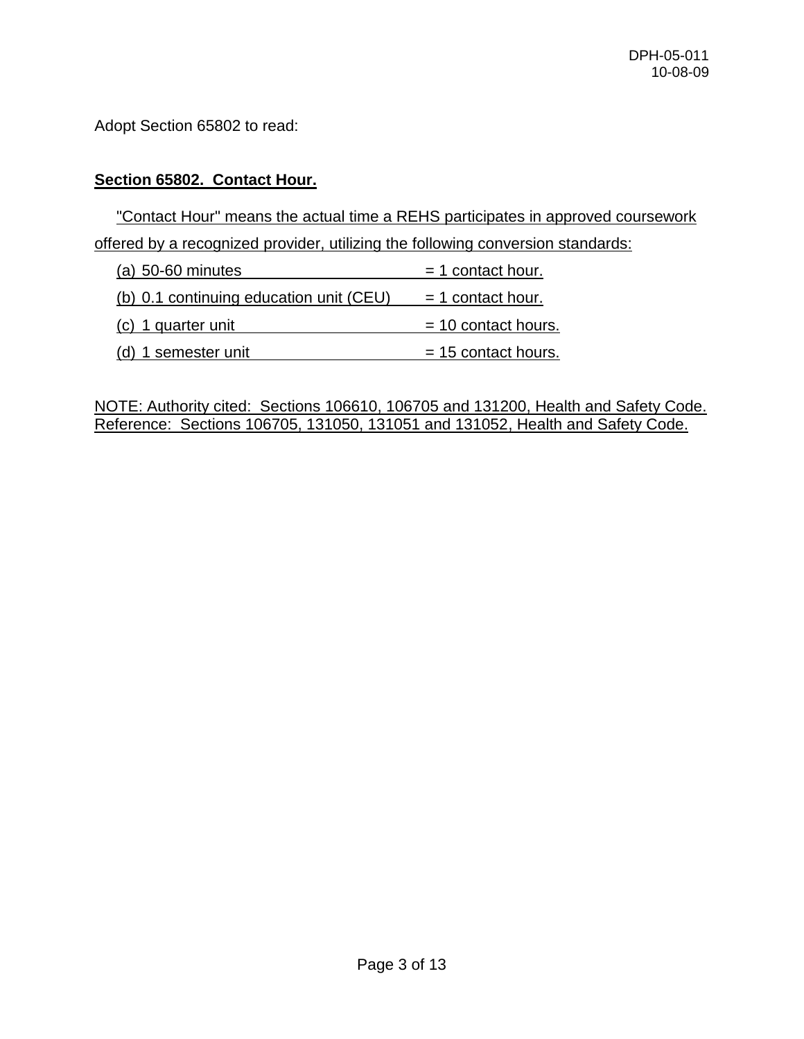Adopt Section 65802 to read:

## Section 65802. Contact Hour.

"Contact Hour" means the actual time a REHS participates in approved coursework offered by a recognized provider, utilizing the following conversion standards:

(a) 50-60 minutes = 1 contact hour.

(b) 0.1 continuing education unit (CEU) = 1 contact hour.

(c) 1 quarter unit = 10 contact hours.

(d) 1 semester unit = 15 contact hours.

NOTE: Authority cited: Sections 106610, 106705 and 131200, Health and Safety Code. Reference: Sections 106705, 131050, 131051 and 131052, Health and Safety Code.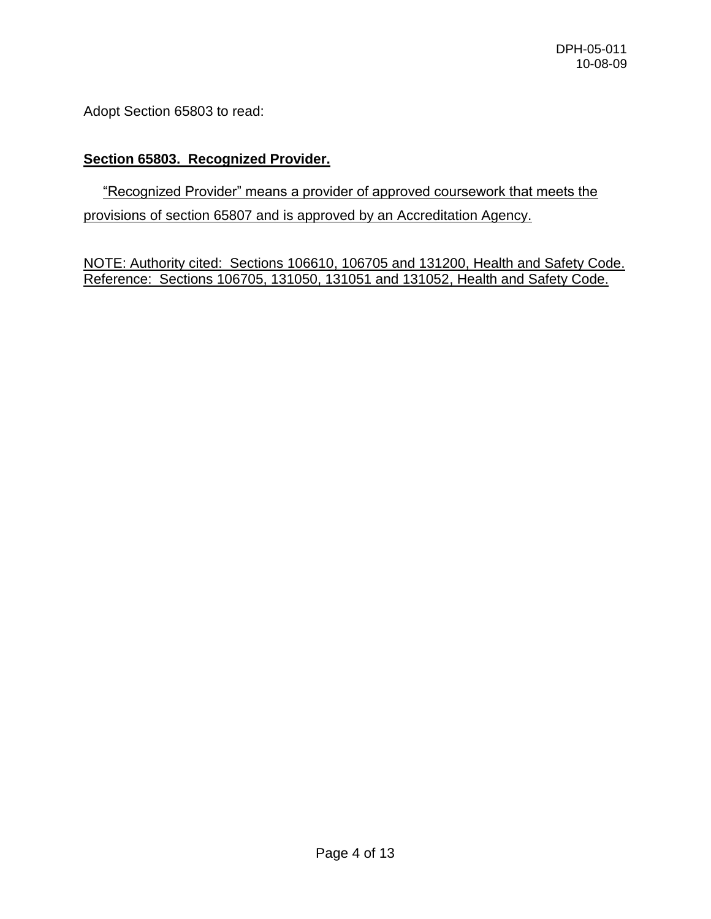Adopt Section 65803 to read:

**Section 65803. Recognized Provider.**

"Recognized Provider" means a provider of approved coursework that meets the provisions of section 65807 and is approved by an Accreditation Agency.

NOTE: Authority cited: Sections 106610, 106705 and 131200, Health and Safety Code. Reference: Sections 106705, 131050, 131051 and 131052, Health and Safety Code.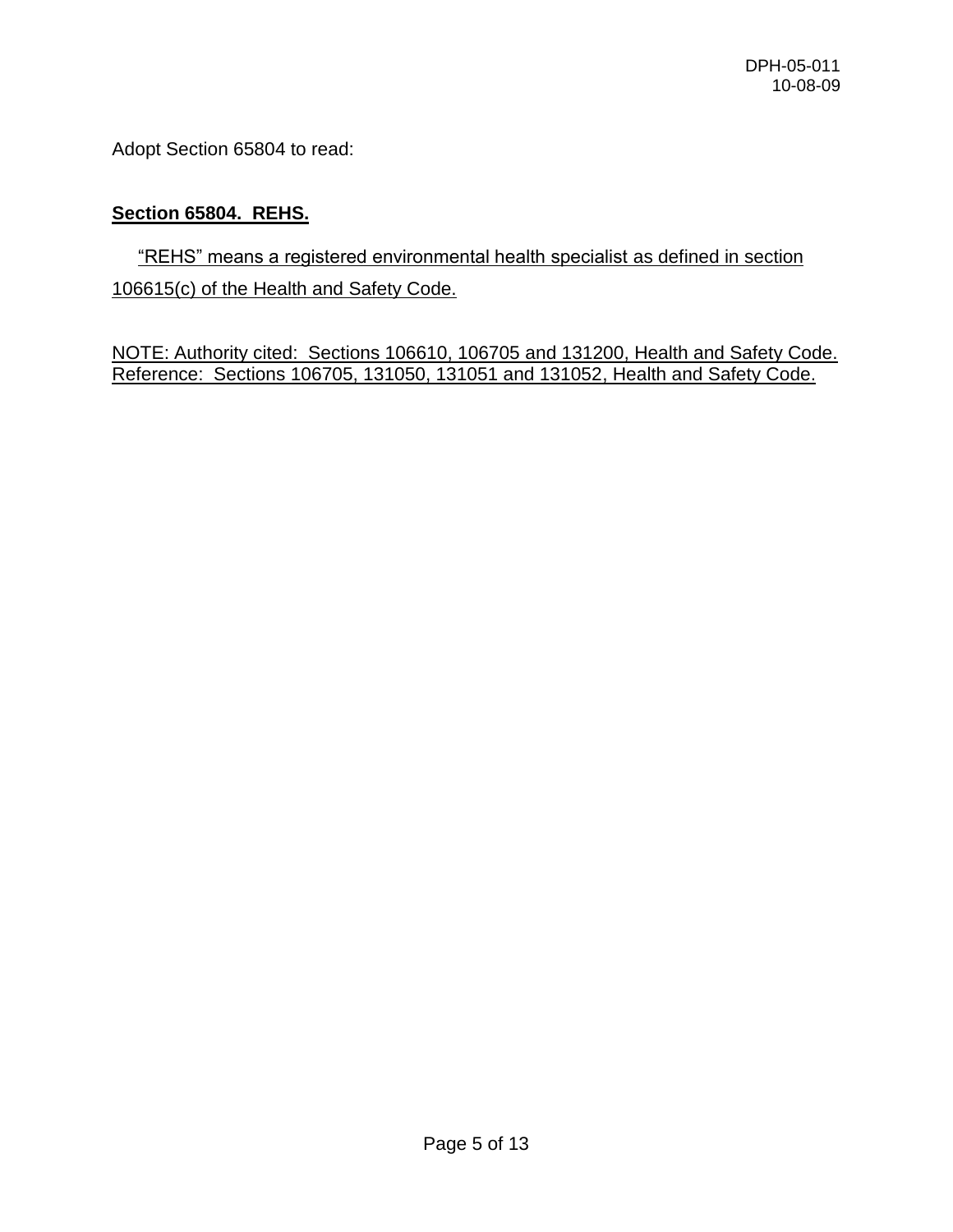Adopt Section 65804 to read:

**Section 65804. REHS.**

"REHS" means a registered environmental health specialist as defined in section 106615(c) of the Health and Safety Code.

NOTE: Authority cited: Sections 106610, 106705 and 131200, Health and Safety Code. Reference: Sections 106705, 131050, 131051 and 131052, Health and Safety Code.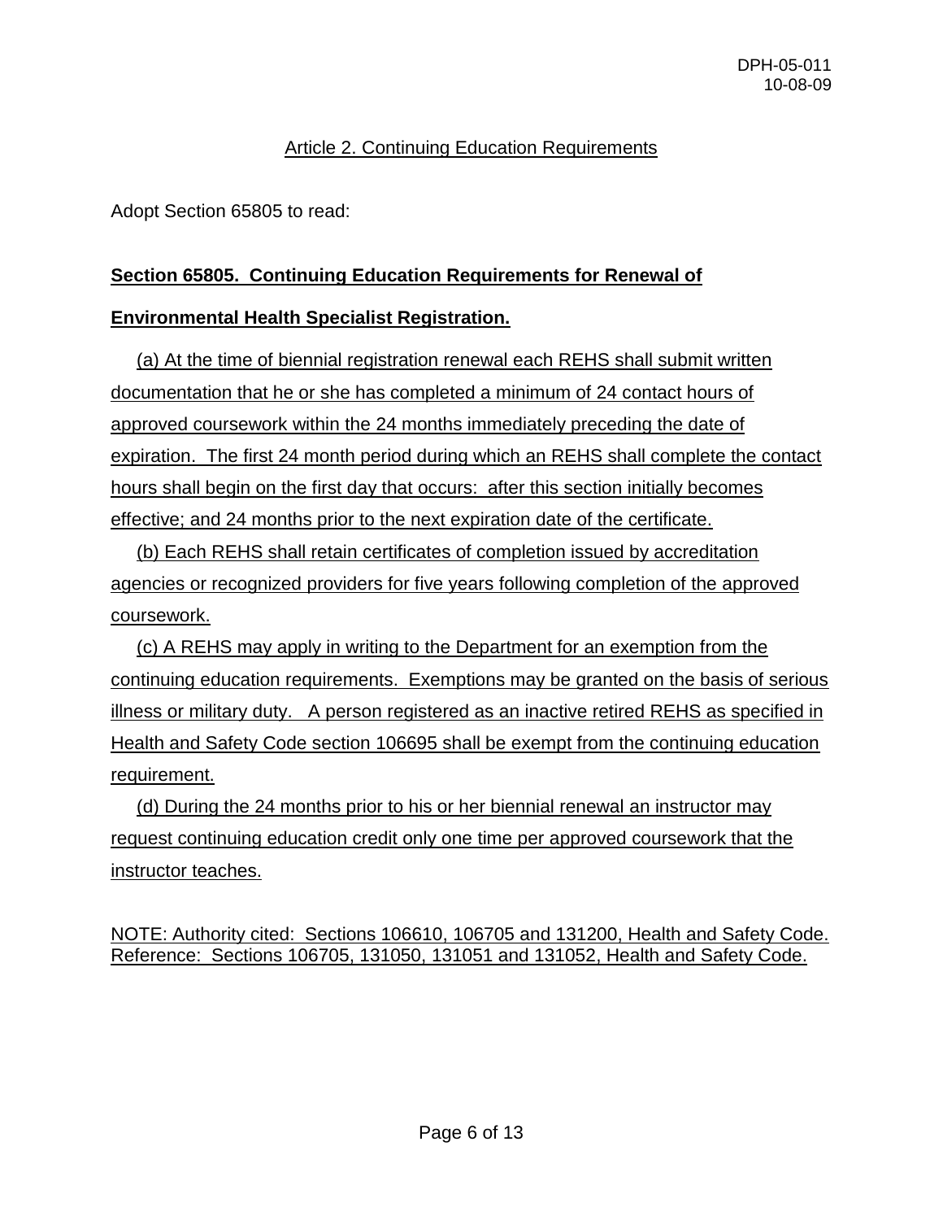Article 2. Continuing Education Requirements

Adopt Section 65805 to read:

## Section 65805. Continuing Education Requirements for Renewal of Environmental Health Specialist Registration.

(a) At the time of biennial registration renewal each REHS shall submit written documentation that he or she has completed a minimum of 24 contact hours of approved coursework within the 24 months immediately preceding the date of expiration. The first 24 month period during which an REHS shall complete the contact hours shall begin on the first day that occurs: after this section initially becomes effective; and 24 months prior to the next expiration date of the certificate.

(b) Each REHS shall retain certificates of completion issued by accreditation agencies or recognized providers for five years following completion of the approved coursework.

(c) A REHS may apply in writing to the Department for an exemption from the continuing education requirements. Exemptions may be granted on the basis of serious illness or military duty. A person registered as an inactive retired REHS as specified in Health and Safety Code section 106695 shall be exempt from the continuing education requirement.

(d) During the 24 months prior to his or her biennial renewal an instructor may request continuing education credit only one time per approved coursework that the instructor teaches.

NOTE: Authority cited: Sections 106610, 106705 and 131200, Health and Safety Code. Reference: Sections 106705, 131050, 131051 and 131052, Health and Safety Code.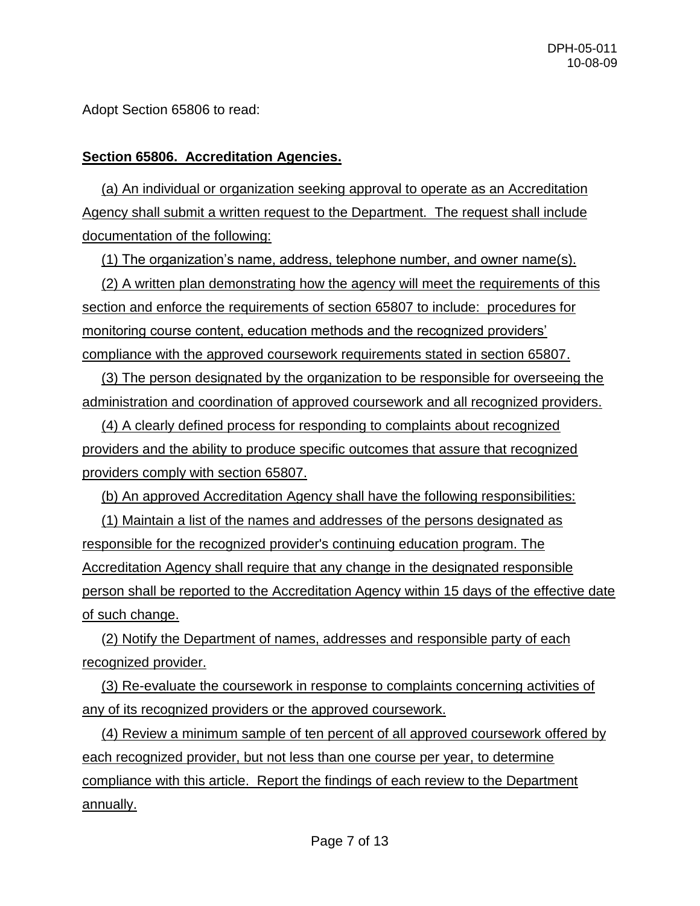Adopt Section 65806 to read:

**Section 65806. Accreditation Agencies.**

(a) An individual or organization seeking approval to operate as an Accreditation Agency shall submit a written request to the Department. The request shall include documentation of the following:

(1) The organization's name, address, telephone number, and owner name(s).

(2) A written plan demonstrating how the agency will meet the requirements of this section and enforce the requirements of section 65807 to include: procedures for monitoring course content, education methods and the recognized providers' compliance with the approved coursework requirements stated in section 65807.

(3) The person designated by the organization to be responsible for overseeing the administration and coordination of approved coursework and all recognized providers.

(4) A clearly defined process for responding to complaints about recognized providers and the ability to produce specific outcomes that assure that recognized providers comply with section 65807.

(b) An approved Accreditation Agency shall have the following responsibilities:

(1) Maintain a list of the names and addresses of the persons designated as responsible for the recognized provider's continuing education program. The Accreditation Agency shall require that any change in the designated responsible person shall be reported to the Accreditation Agency within 15 days of the effective date of such change.

(2) Notify the Department of names, addresses and responsible party of each recognized provider.

(3) Re-evaluate the coursework in response to complaints concerning activities of any of its recognized providers or the approved coursework.

(4) Review a minimum sample of ten percent of all approved coursework offered by each recognized provider, but not less than one course per year, to determine compliance with this article. Report the findings of each review to the Department annually.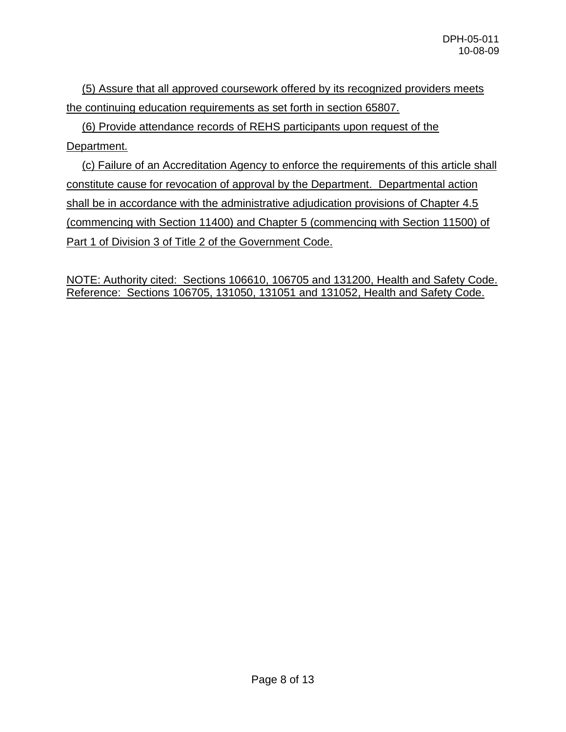(5) Assure that all approved coursework offered by its recognized providers meets the continuing education requirements as set forth in section 65807.

(6) Provide attendance records of REHS participants upon request of the Department.

(c) Failure of an Accreditation Agency to enforce the requirements of this article shall constitute cause for revocation of approval by the Department. Departmental action shall be in accordance with the administrative adjudication provisions of Chapter 4.5 (commencing with Section 11400) and Chapter 5 (commencing with Section 11500) of Part 1 of Division 3 of Title 2 of the Government Code.

NOTE: Authority cited: Sections 106610, 106705 and 131200, Health and Safety Code. Reference: Sections 106705, 131050, 131051 and 131052, Health and Safety Code.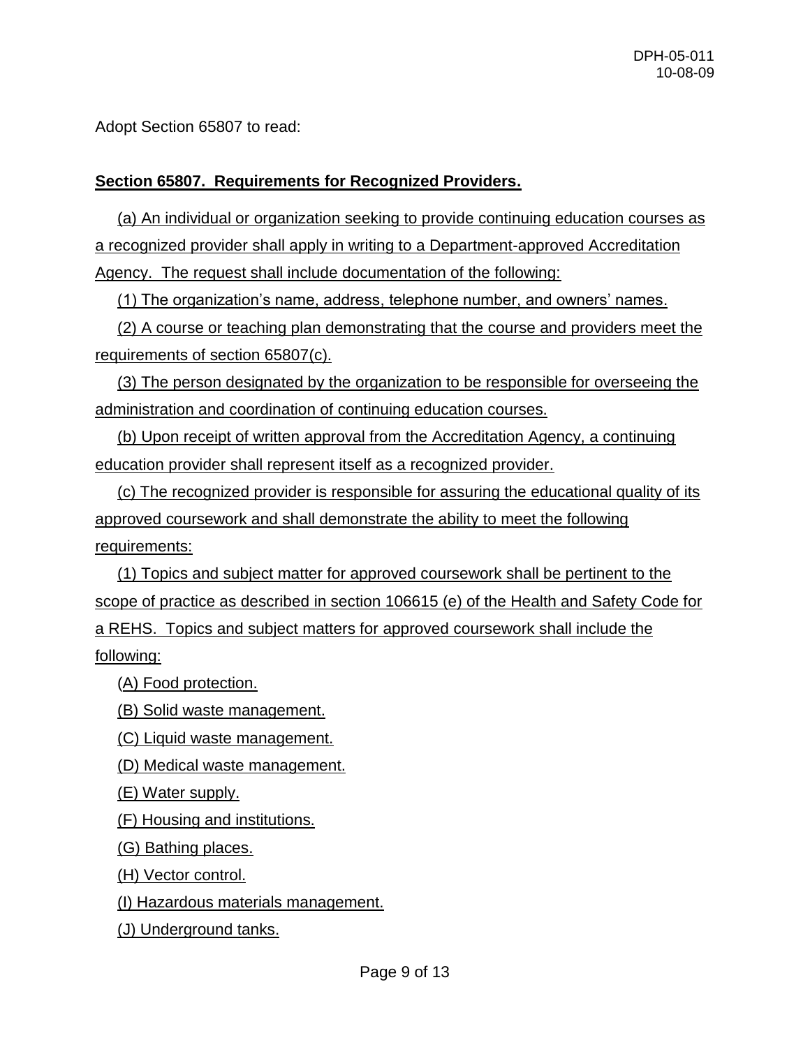Adopt Section 65807 to read:

**Section 65807. Requirements for Recognized Providers.**

(a) An individual or organization seeking to provide continuing education courses as a recognized provider shall apply in writing to a Department-approved Accreditation Agency. The request shall include documentation of the following:

(1) The organization's name, address, telephone number, and owners' names.

(2) A course or teaching plan demonstrating that the course and providers meet the requirements of section 65807(c).

(3) The person designated by the organization to be responsible for overseeing the administration and coordination of continuing education courses.

(b) Upon receipt of written approval from the Accreditation Agency, a continuing education provider shall represent itself as a recognized provider.

(c) The recognized provider is responsible for assuring the educational quality of its approved coursework and shall demonstrate the ability to meet the following requirements:

(1) Topics and subject matter for approved coursework shall be pertinent to the scope of practice as described in section 106615 (e) of the Health and Safety Code for a REHS. Topics and subject matters for approved coursework shall include the following:

(A) Food protection.

(B) Solid waste management.

(C) Liquid waste management.

(D) Medical waste management.

(E) Water supply.

(F) Housing and institutions.

(G) Bathing places.

(H) Vector control.

(I) Hazardous materials management.

(J) Underground tanks.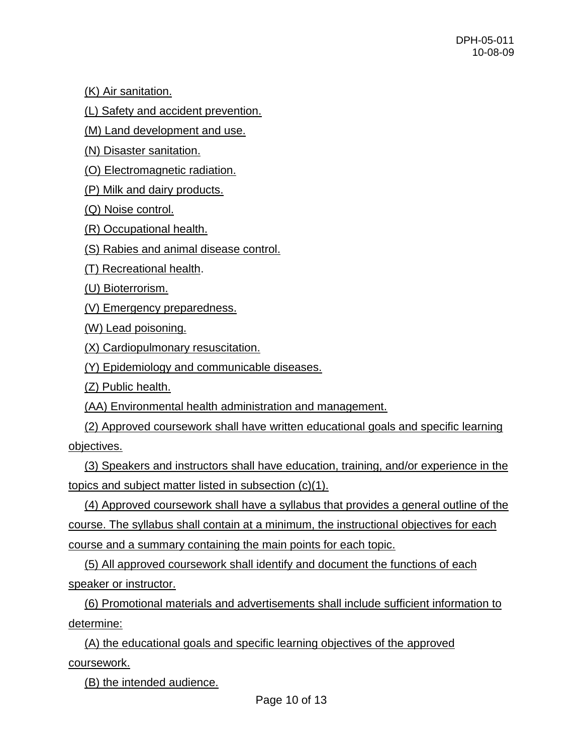(K) Air sanitation.

(L) Safety and accident prevention.

(M) Land development and use.

(N) Disaster sanitation.

(O) Electromagnetic radiation.

(P) Milk and dairy products.

(Q) Noise control.

(R) Occupational health.

(S) Rabies and animal disease control.

(T) Recreational health.

(U) Bioterrorism.

(V) Emergency preparedness.

(W) Lead poisoning.

(X) Cardiopulmonary resuscitation.

(Y) Epidemiology and communicable diseases.

(Z) Public health.

(AA) Environmental health administration and management.

(2) Approved coursework shall have written educational goals and specific learning objectives.

(3) Speakers and instructors shall have education, training, and/or experience in the topics and subject matter listed in subsection (c)(1).

(4) Approved coursework shall have a syllabus that provides a general outline of the course. The syllabus shall contain at a minimum, the instructional objectives for each course and a summary containing the main points for each topic.

(5) All approved coursework shall identify and document the functions of each speaker or instructor.

(6) Promotional materials and advertisements shall include sufficient information to determine:

(A) the educational goals and specific learning objectives of the approved coursework.

(B) the intended audience.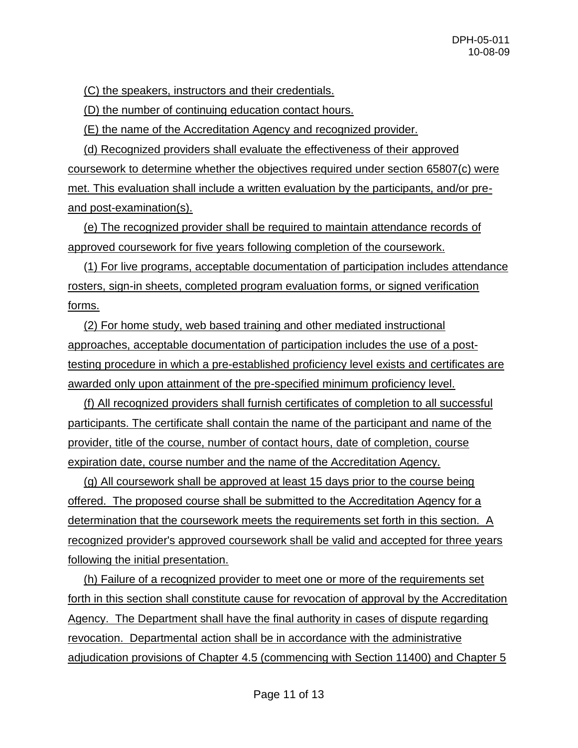(C) the speakers, instructors and their credentials.

(D) the number of continuing education contact hours.

(E) the name of the Accreditation Agency and recognized provider.

(d) Recognized providers shall evaluate the effectiveness of their approved coursework to determine whether the objectives required under section 65807(c) were met. This evaluation shall include a written evaluation by the participants, and/or pre- and post-examination(s).

(e) The recognized provider shall be required to maintain attendance records of approved coursework for five years following completion of the coursework.

(1) For live programs, acceptable documentation of participation includes attendance rosters, sign-in sheets, completed program evaluation forms, or signed verification forms.

(2) For home study, web based training and other mediated instructional approaches, acceptable documentation of participation includes the use of a post-testing procedure in which a pre-established proficiency level exists and certificates are awarded only upon attainment of the pre-specified minimum proficiency level.

(f) All recognized providers shall furnish certificates of completion to all successful participants. The certificate shall contain the name of the participant and name of the provider, title of the course, number of contact hours, date of completion, course expiration date, course number and the name of the Accreditation Agency.

(g) All coursework shall be approved at least 15 days prior to the course being offered. The proposed course shall be submitted to the Accreditation Agency for a determination that the coursework meets the requirements set forth in this section. A recognized provider's approved coursework shall be valid and accepted for three years following the initial presentation.

(h) Failure of a recognized provider to meet one or more of the requirements set forth in this section shall constitute cause for revocation of approval by the Accreditation Agency. The Department shall have the final authority in cases of dispute regarding revocation. Departmental action shall be in accordance with the administrative adjudication provisions of Chapter 4.5 (commencing with Section 11400) and Chapter 5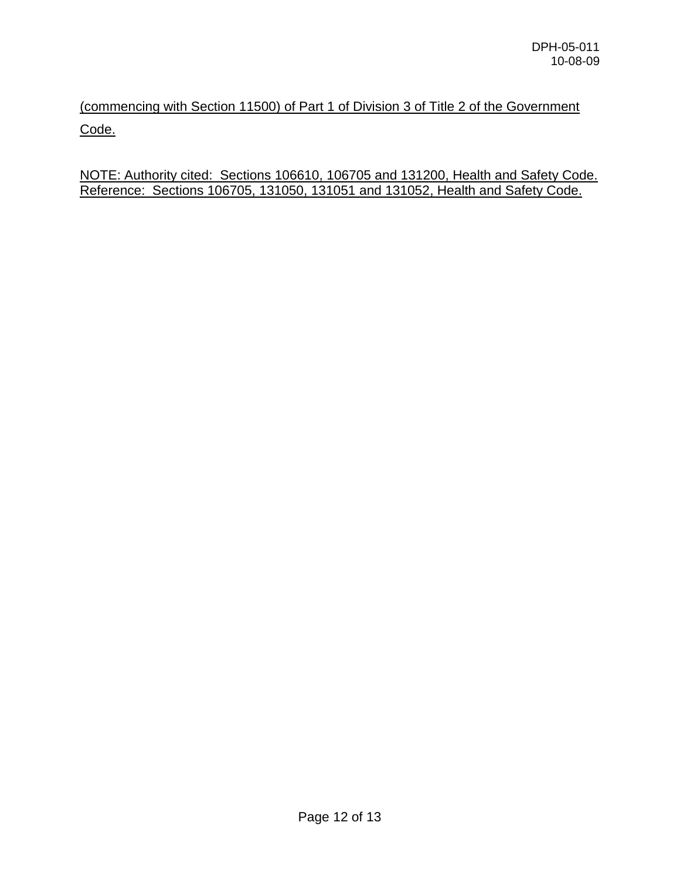(commencing with Section 11500) of Part 1 of Division 3 of Title 2 of the Government Code.

NOTE: Authority cited: Sections 106610, 106705 and 131200, Health and Safety Code. Reference: Sections 106705, 131050, 131051 and 131052, Health and Safety Code.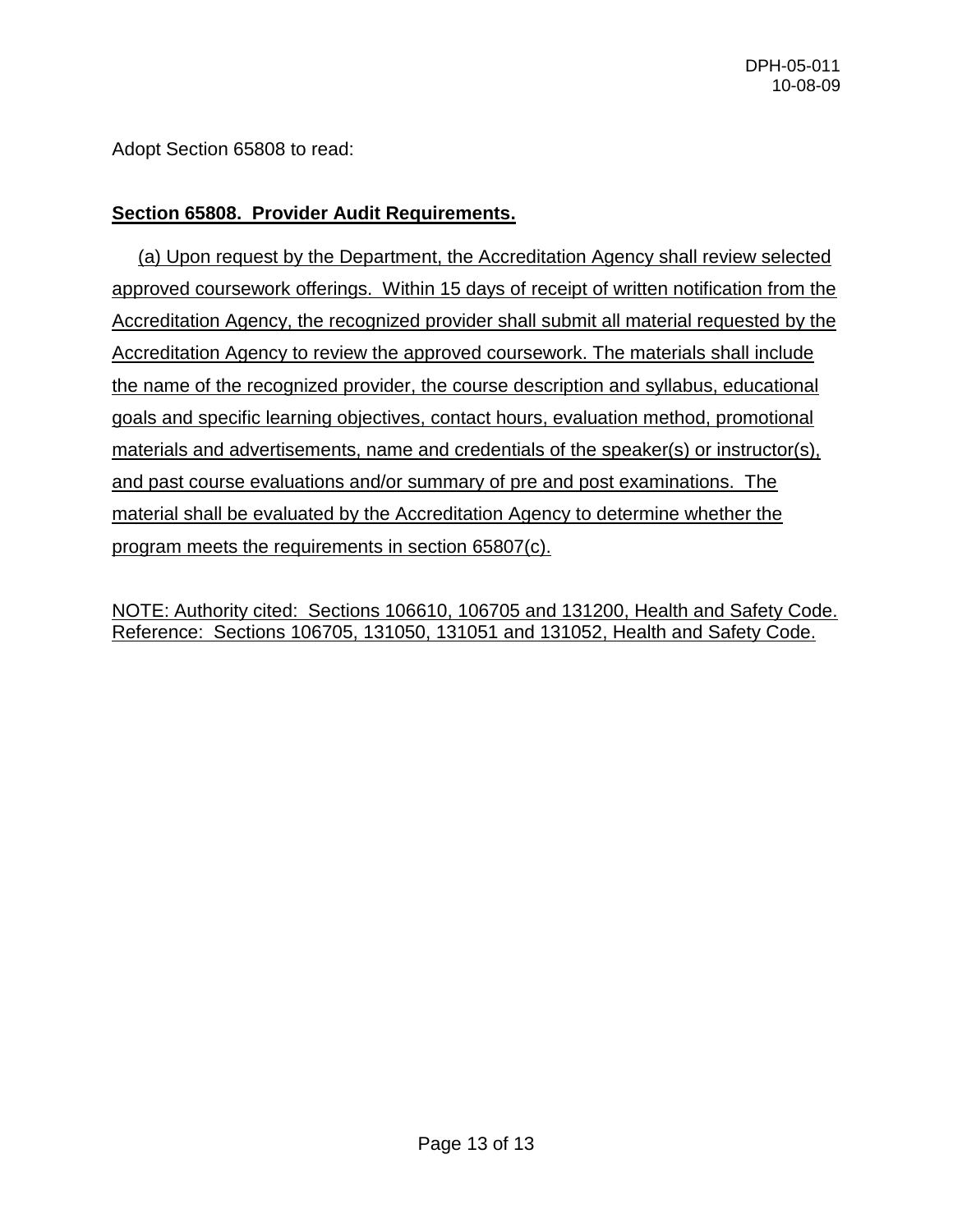Adopt Section 65808 to read:

**Section 65808. Provider Audit Requirements.**

(a) Upon request by the Department, the Accreditation Agency shall review selected approved coursework offerings. Within 15 days of receipt of written notification from the Accreditation Agency, the recognized provider shall submit all material requested by the Accreditation Agency to review the approved coursework. The materials shall include the name of the recognized provider, the course description and syllabus, educational goals and specific learning objectives, contact hours, evaluation method, promotional materials and advertisements, name and credentials of the speaker(s) or instructor(s), and past course evaluations and/or summary of pre and post examinations. The material shall be evaluated by the Accreditation Agency to determine whether the program meets the requirements in section 65807(c).

NOTE: Authority cited: Sections 106610, 106705 and 131200, Health and Safety Code. Reference: Sections 106705, 131050, 131051 and 131052, Health and Safety Code.